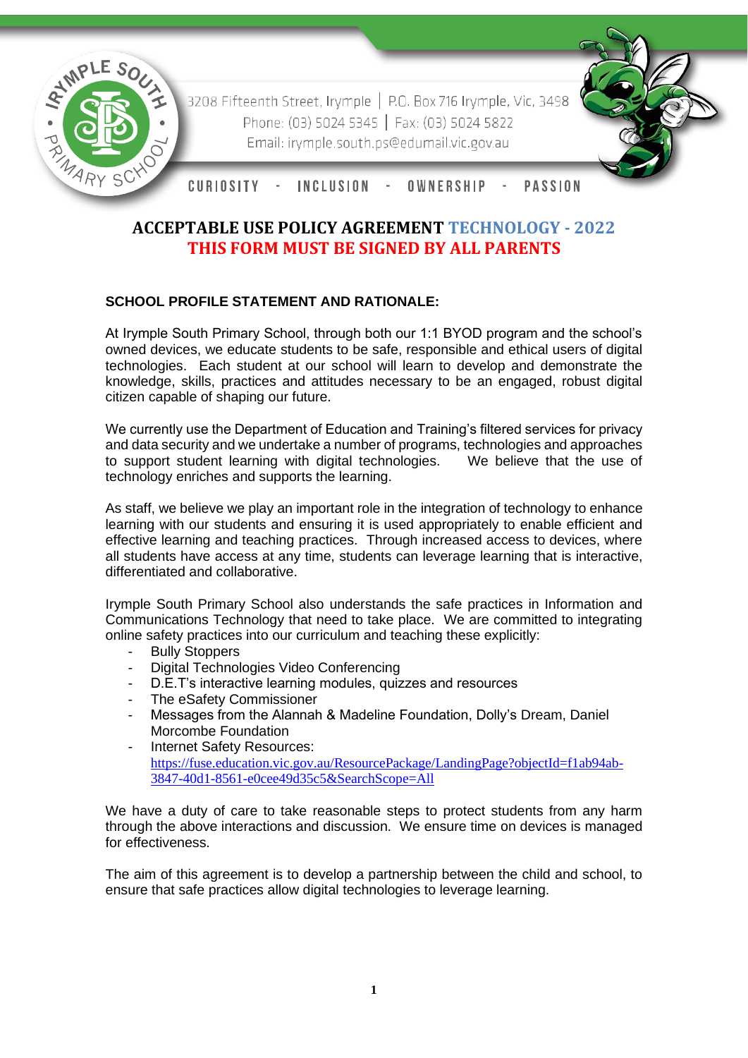3208 Fifteenth Street, Irymple | P.O. Box 716 Irymple, Vic, 3498
Phone: (03) 5024 5345 | Fax: (03) 5024 5822
Email: irymple.south.ps@edumail.vic.gov.au

CURIOSITY - INCLUSION - OWNERSHIP - PASSION

# ACCEPTABLE USE POLICY AGREEMENT TECHNOLOGY - 2022
## THIS FORM MUST BE SIGNED BY ALL PARENTS

**SCHOOL PROFILE STATEMENT AND RATIONALE:**

At Irymple South Primary School, through both our 1:1 BYOD program and the school's owned devices, we educate students to be safe, responsible and ethical users of digital technologies. Each student at our school will learn to develop and demonstrate the knowledge, skills, practices and attitudes necessary to be an engaged, robust digital citizen capable of shaping our future.

We currently use the Department of Education and Training's filtered services for privacy and data security and we undertake a number of programs, technologies and approaches to support student learning with digital technologies. We believe that the use of technology enriches and supports the learning.

As staff, we believe we play an important role in the integration of technology to enhance learning with our students and ensuring it is used appropriately to enable efficient and effective learning and teaching practices. Through increased access to devices, where all students have access at any time, students can leverage learning that is interactive, differentiated and collaborative.

Irymple South Primary School also understands the safe practices in Information and Communications Technology that need to take place. We are committed to integrating online safety practices into our curriculum and teaching these explicitly:

- Bully Stoppers
- Digital Technologies Video Conferencing
- D.E.T's interactive learning modules, quizzes and resources
- The eSafety Commissioner
- Messages from the Alannah & Madeline Foundation, Dolly's Dream, Daniel Morcombe Foundation
- Internet Safety Resources: https://fuse.education.vic.gov.au/ResourcePackage/LandingPage?objectId=f1ab94ab-3847-40d1-8561-e0cee49d35c5&SearchScope=All

We have a duty of care to take reasonable steps to protect students from any harm through the above interactions and discussion. We ensure time on devices is managed for effectiveness.

The aim of this agreement is to develop a partnership between the child and school, to ensure that safe practices allow digital technologies to leverage learning.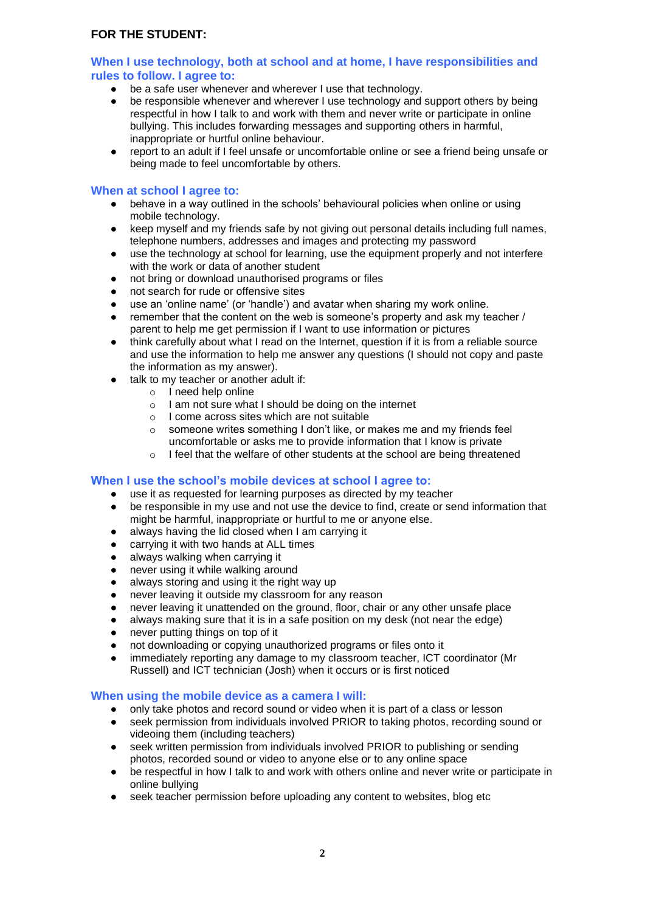**FOR THE STUDENT:**

### When I use technology, both at school and at home, I have responsibilities and rules to follow. I agree to:

- be a safe user whenever and wherever I use that technology.
- be responsible whenever and wherever I use technology and support others by being respectful in how I talk to and work with them and never write or participate in online bullying. This includes forwarding messages and supporting others in harmful, inappropriate or hurtful online behaviour.
- report to an adult if I feel unsafe or uncomfortable online or see a friend being unsafe or being made to feel uncomfortable by others.

### When at school I agree to:

- behave in a way outlined in the schools' behavioural policies when online or using mobile technology.
- keep myself and my friends safe by not giving out personal details including full names, telephone numbers, addresses and images and protecting my password
- use the technology at school for learning, use the equipment properly and not interfere with the work or data of another student
- not bring or download unauthorised programs or files
- not search for rude or offensive sites
- use an 'online name' (or 'handle') and avatar when sharing my work online.
- remember that the content on the web is someone's property and ask my teacher / parent to help me get permission if I want to use information or pictures
- think carefully about what I read on the Internet, question if it is from a reliable source and use the information to help me answer any questions (I should not copy and paste the information as my answer).
- talk to my teacher or another adult if:
  - I need help online
  - I am not sure what I should be doing on the internet
  - I come across sites which are not suitable
  - someone writes something I don't like, or makes me and my friends feel uncomfortable or asks me to provide information that I know is private
  - I feel that the welfare of other students at the school are being threatened

### When I use the school's mobile devices at school I agree to:

- use it as requested for learning purposes as directed by my teacher
- be responsible in my use and not use the device to find, create or send information that might be harmful, inappropriate or hurtful to me or anyone else.
- always having the lid closed when I am carrying it
- carrying it with two hands at ALL times
- always walking when carrying it
- never using it while walking around
- always storing and using it the right way up
- never leaving it outside my classroom for any reason
- never leaving it unattended on the ground, floor, chair or any other unsafe place
- always making sure that it is in a safe position on my desk (not near the edge)
- never putting things on top of it
- not downloading or copying unauthorized programs or files onto it
- immediately reporting any damage to my classroom teacher, ICT coordinator (Mr Russell) and ICT technician (Josh) when it occurs or is first noticed

### When using the mobile device as a camera I will:

- only take photos and record sound or video when it is part of a class or lesson
- seek permission from individuals involved PRIOR to taking photos, recording sound or videoing them (including teachers)
- seek written permission from individuals involved PRIOR to publishing or sending photos, recorded sound or video to anyone else or to any online space
- be respectful in how I talk to and work with others online and never write or participate in online bullying
- seek teacher permission before uploading any content to websites, blog etc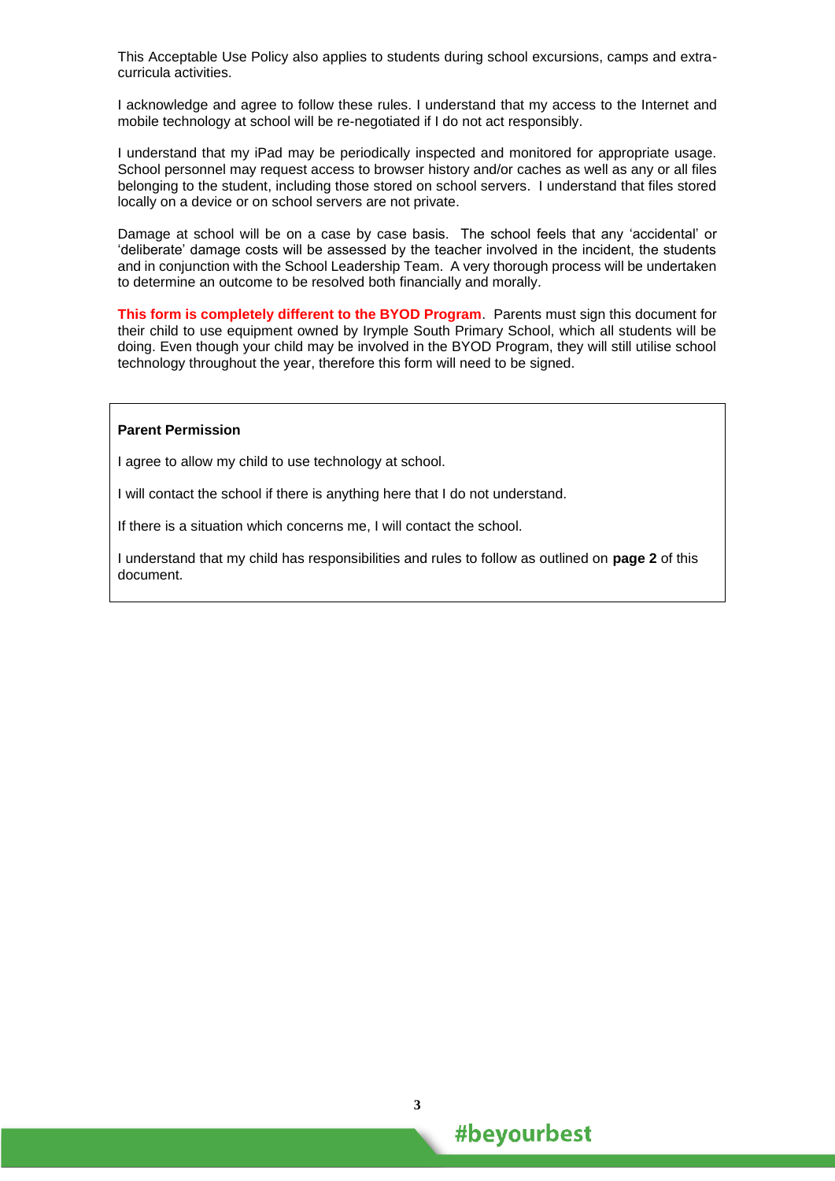This Acceptable Use Policy also applies to students during school excursions, camps and extra-curricula activities.

I acknowledge and agree to follow these rules. I understand that my access to the Internet and mobile technology at school will be re-negotiated if I do not act responsibly.

I understand that my iPad may be periodically inspected and monitored for appropriate usage. School personnel may request access to browser history and/or caches as well as any or all files belonging to the student, including those stored on school servers. I understand that files stored locally on a device or on school servers are not private.

Damage at school will be on a case by case basis. The school feels that any 'accidental' or 'deliberate' damage costs will be assessed by the teacher involved in the incident, the students and in conjunction with the School Leadership Team. A very thorough process will be undertaken to determine an outcome to be resolved both financially and morally.

**This form is completely different to the BYOD Program**. Parents must sign this document for their child to use equipment owned by Irymple South Primary School, which all students will be doing. Even though your child may be involved in the BYOD Program, they will still utilise school technology throughout the year, therefore this form will need to be signed.

**Parent Permission**

I agree to allow my child to use technology at school.

I will contact the school if there is anything here that I do not understand.

If there is a situation which concerns me, I will contact the school.

I understand that my child has responsibilities and rules to follow as outlined on **page 2** of this document.

#beyourbest